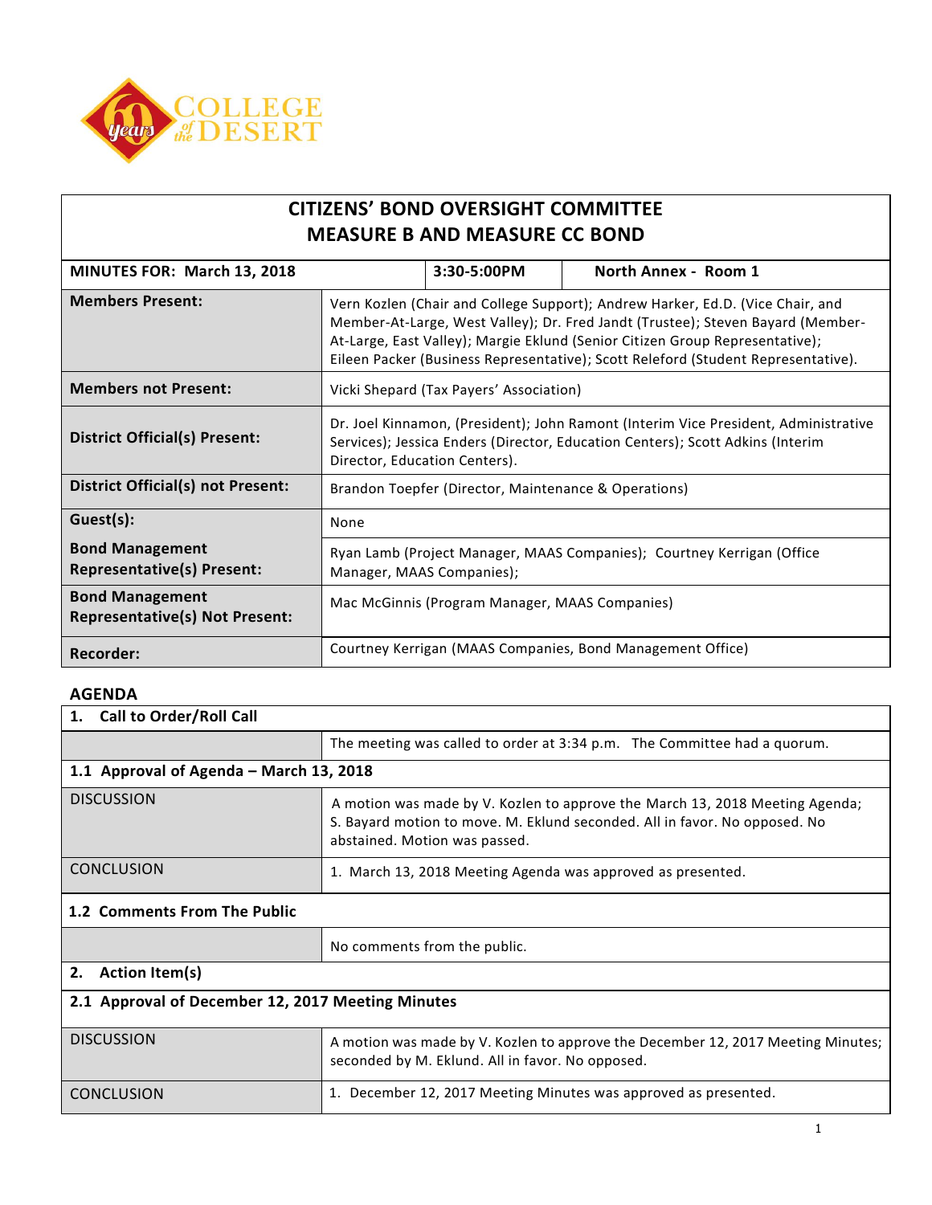# CITIZENS' BOND OVERSIGHT COMMITTEE
# MEASURE B AND MEASURE CC BOND

| MINUTES FOR: March 13, 2018 | 3:30-5:00PM | North Annex - Room 1 |
|---|---|---|
| **Members Present:** | Vern Kozlen (Chair and College Support); Andrew Harker, Ed.D. (Vice Chair, and Member-At-Large, West Valley); Dr. Fred Jandt (Trustee); Steven Bayard (Member-At-Large, East Valley); Margie Eklund (Senior Citizen Group Representative); Eileen Packer (Business Representative); Scott Releford (Student Representative). | |
| **Members not Present:** | Vicki Shepard (Tax Payers' Association) | |
| **District Official(s) Present:** | Dr. Joel Kinnamon, (President); John Ramont (Interim Vice President, Administrative Services); Jessica Enders (Director, Education Centers); Scott Adkins (Interim Director, Education Centers). | |
| **District Official(s) not Present:** | Brandon Toepfer (Director, Maintenance & Operations) | |
| **Guest(s):** | None | |
| **Bond Management Representative(s) Present:** | Ryan Lamb (Project Manager, MAAS Companies); Courtney Kerrigan (Office Manager, MAAS Companies); | |
| **Bond Management Representative(s) Not Present:** | Mac McGinnis (Program Manager, MAAS Companies) | |
| **Recorder:** | Courtney Kerrigan (MAAS Companies, Bond Management Office) | |

## AGENDA

| **1. Call to Order/Roll Call** | |
|---|---|
| | The meeting was called to order at 3:34 p.m. The Committee had a quorum. |
| **1.1 Approval of Agenda – March 13, 2018** | |
| DISCUSSION | A motion was made by V. Kozlen to approve the March 13, 2018 Meeting Agenda; S. Bayard motion to move. M. Eklund seconded. All in favor. No opposed. No abstained. Motion was passed. |
| CONCLUSION | 1. March 13, 2018 Meeting Agenda was approved as presented. |
| **1.2 Comments From The Public** | |
| | No comments from the public. |
| **2. Action Item(s)** | |
| **2.1 Approval of December 12, 2017 Meeting Minutes** | |
| DISCUSSION | A motion was made by V. Kozlen to approve the December 12, 2017 Meeting Minutes; seconded by M. Eklund. All in favor. No opposed. |
| CONCLUSION | 1. December 12, 2017 Meeting Minutes was approved as presented. |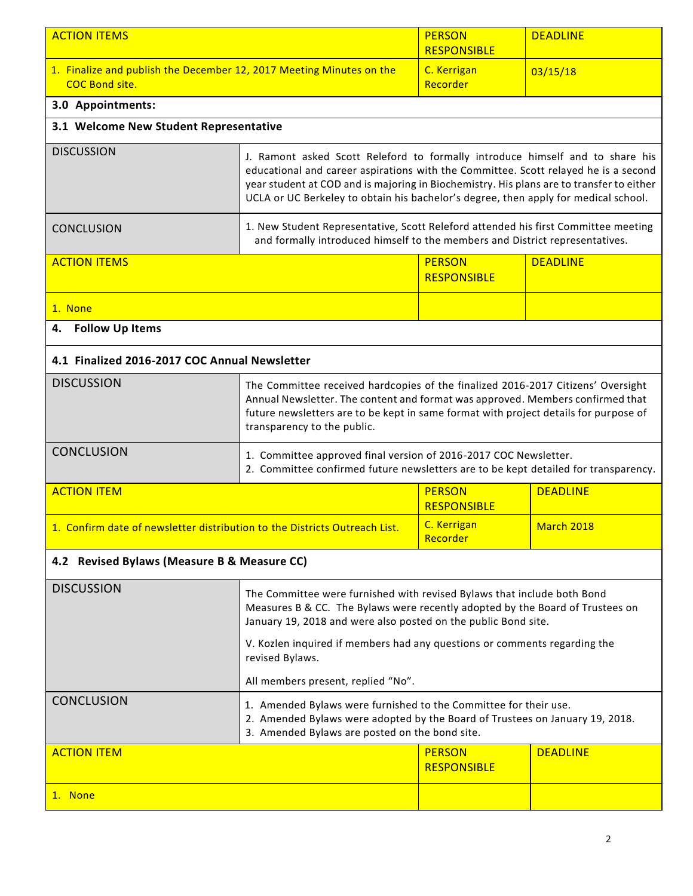| ACTION ITEMS | PERSON RESPONSIBLE | DEADLINE |
|---|---|---|
| 1. Finalize and publish the December 12, 2017 Meeting Minutes on the COC Bond site. | C. Kerrigan Recorder | 03/15/18 |

**3.0 Appointments:**

**3.1 Welcome New Student Representative**

| | |
|---|---|
| DISCUSSION | J. Ramont asked Scott Releford to formally introduce himself and to share his educational and career aspirations with the Committee. Scott relayed he is a second year student at COD and is majoring in Biochemistry. His plans are to transfer to either UCLA or UC Berkeley to obtain his bachelor's degree, then apply for medical school. |
| CONCLUSION | 1. New Student Representative, Scott Releford attended his first Committee meeting and formally introduced himself to the members and District representatives. |

| ACTION ITEMS | PERSON RESPONSIBLE | DEADLINE |
|---|---|---|
| 1. None | | |

**4. Follow Up Items**

**4.1 Finalized 2016-2017 COC Annual Newsletter**

| | |
|---|---|
| DISCUSSION | The Committee received hardcopies of the finalized 2016-2017 Citizens' Oversight Annual Newsletter. The content and format was approved. Members confirmed that future newsletters are to be kept in same format with project details for purpose of transparency to the public. |
| CONCLUSION | 1. Committee approved final version of 2016-2017 COC Newsletter.<br>2. Committee confirmed future newsletters are to be kept detailed for transparency. |

| ACTION ITEM | PERSON RESPONSIBLE | DEADLINE |
|---|---|---|
| 1. Confirm date of newsletter distribution to the Districts Outreach List. | C. Kerrigan Recorder | March 2018 |

**4.2 Revised Bylaws (Measure B & Measure CC)**

| | |
|---|---|
| DISCUSSION | The Committee were furnished with revised Bylaws that include both Bond Measures B & CC. The Bylaws were recently adopted by the Board of Trustees on January 19, 2018 and were also posted on the public Bond site.<br><br>V. Kozlen inquired if members had any questions or comments regarding the revised Bylaws.<br><br>All members present, replied "No". |
| CONCLUSION | 1. Amended Bylaws were furnished to the Committee for their use.<br>2. Amended Bylaws were adopted by the Board of Trustees on January 19, 2018.<br>3. Amended Bylaws are posted on the bond site. |

| ACTION ITEM | PERSON RESPONSIBLE | DEADLINE |
|---|---|---|
| 1. None | | |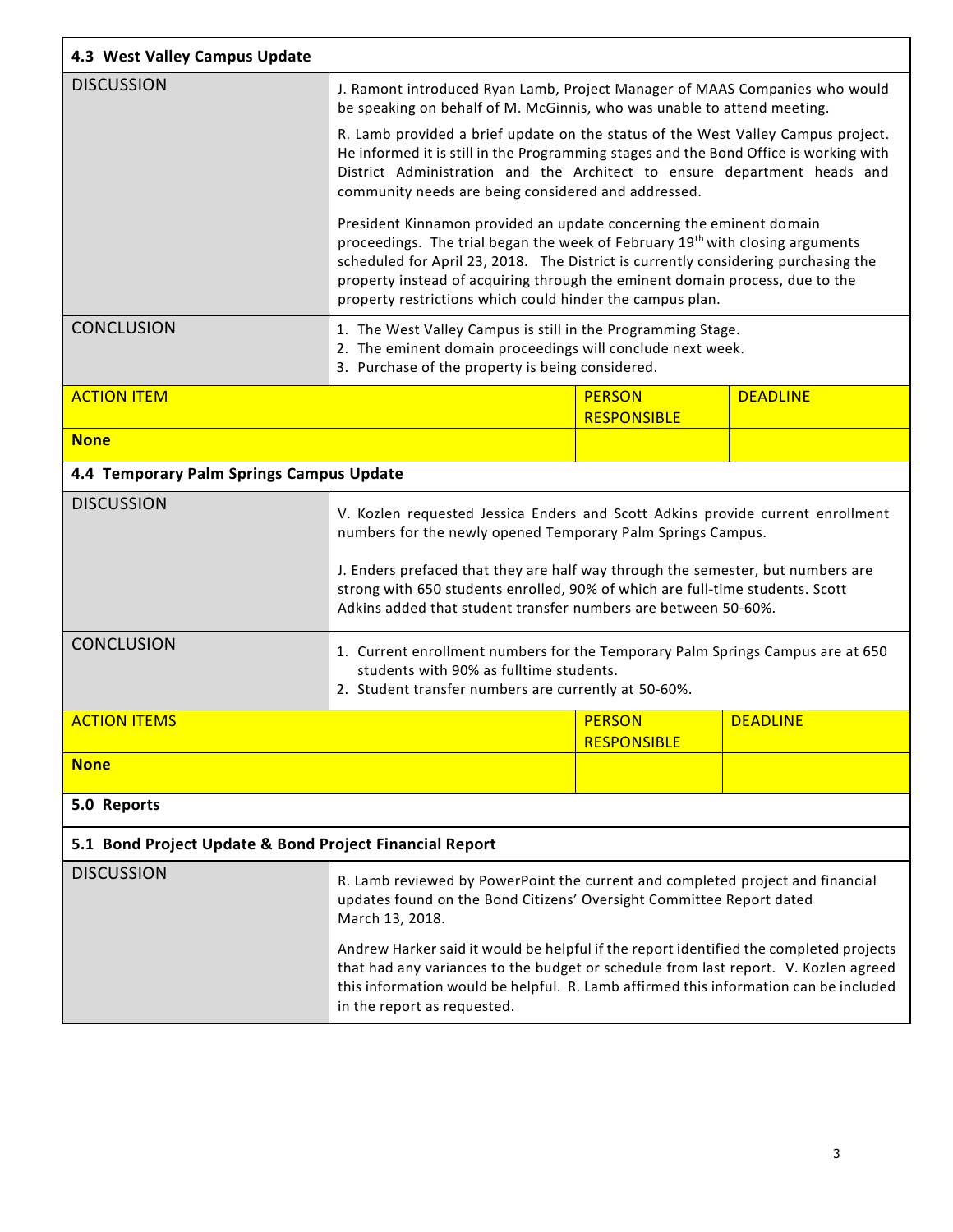### 4.3 West Valley Campus Update

| | | | |
|---|---|---|---|
| DISCUSSION | J. Ramont introduced Ryan Lamb, Project Manager of MAAS Companies who would be speaking on behalf of M. McGinnis, who was unable to attend meeting.<br><br>R. Lamb provided a brief update on the status of the West Valley Campus project. He informed it is still in the Programming stages and the Bond Office is working with District Administration and the Architect to ensure department heads and community needs are being considered and addressed.<br><br>President Kinnamon provided an update concerning the eminent domain proceedings. The trial began the week of February 19th with closing arguments scheduled for April 23, 2018. The District is currently considering purchasing the property instead of acquiring through the eminent domain process, due to the property restrictions which could hinder the campus plan. | | |
| CONCLUSION | 1. The West Valley Campus is still in the Programming Stage.<br>2. The eminent domain proceedings will conclude next week.<br>3. Purchase of the property is being considered. | | |
| ACTION ITEM | | PERSON RESPONSIBLE | DEADLINE |
| **None** | | | |

### 4.4 Temporary Palm Springs Campus Update

| | | | |
|---|---|---|---|
| DISCUSSION | V. Kozlen requested Jessica Enders and Scott Adkins provide current enrollment numbers for the newly opened Temporary Palm Springs Campus.<br><br>J. Enders prefaced that they are half way through the semester, but numbers are strong with 650 students enrolled, 90% of which are full-time students. Scott Adkins added that student transfer numbers are between 50-60%. | | |
| CONCLUSION | 1. Current enrollment numbers for the Temporary Palm Springs Campus are at 650 students with 90% as fulltime students.<br>2. Student transfer numbers are currently at 50-60%. | | |
| ACTION ITEMS | | PERSON RESPONSIBLE | DEADLINE |
| **None** | | | |

## 5.0 Reports

### 5.1 Bond Project Update & Bond Project Financial Report

| | |
|---|---|
| DISCUSSION | R. Lamb reviewed by PowerPoint the current and completed project and financial updates found on the Bond Citizens' Oversight Committee Report dated March 13, 2018.<br><br>Andrew Harker said it would be helpful if the report identified the completed projects that had any variances to the budget or schedule from last report. V. Kozlen agreed this information would be helpful. R. Lamb affirmed this information can be included in the report as requested. |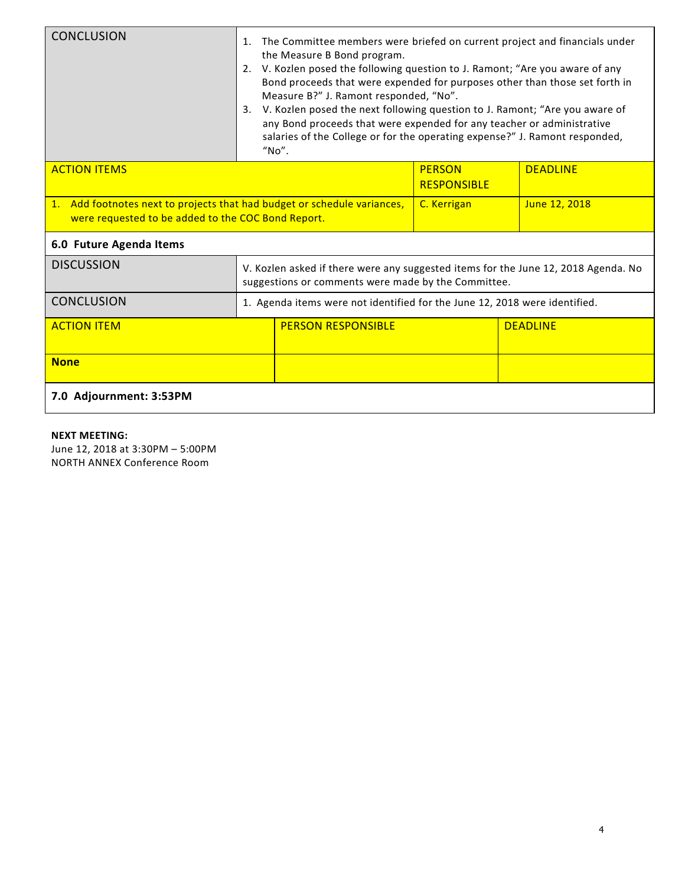| | |
|---|---|
| CONCLUSION | 1. The Committee members were briefed on current project and financials under the Measure B Bond program.<br>2. V. Kozlen posed the following question to J. Ramont; "Are you aware of any Bond proceeds that were expended for purposes other than those set forth in Measure B?" J. Ramont responded, "No".<br>3. V. Kozlen posed the next following question to J. Ramont; "Are you aware of any Bond proceeds that were expended for any teacher or administrative salaries of the College or for the operating expense?" J. Ramont responded, "No". |

| ACTION ITEMS | PERSON RESPONSIBLE | DEADLINE |
|---|---|---|
| 1. Add footnotes next to projects that had budget or schedule variances, were requested to be added to the COC Bond Report. | C. Kerrigan | June 12, 2018 |

## 6.0 Future Agenda Items

| | |
|---|---|
| DISCUSSION | V. Kozlen asked if there were any suggested items for the June 12, 2018 Agenda. No suggestions or comments were made by the Committee. |
| CONCLUSION | 1. Agenda items were not identified for the June 12, 2018 were identified. |

| ACTION ITEM | PERSON RESPONSIBLE | DEADLINE |
|---|---|---|
| **None** | | |

## 7.0 Adjournment: 3:53PM

**NEXT MEETING:**
June 12, 2018 at 3:30PM – 5:00PM
NORTH ANNEX Conference Room